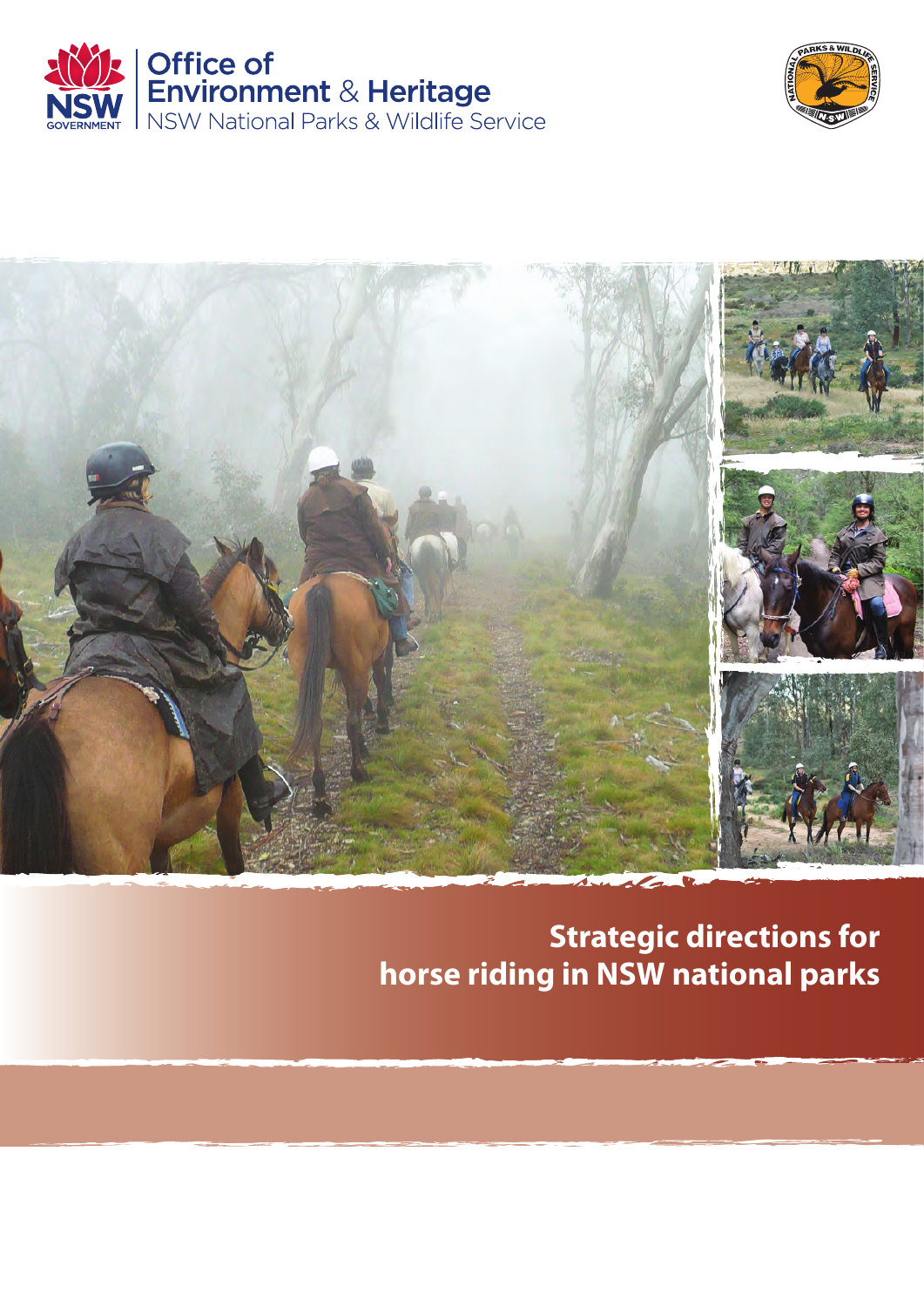NSW GOVERNMENT

Office of Environment & Heritage
NSW National Parks & Wildlife Service

# Strategic directions for horse riding in NSW national parks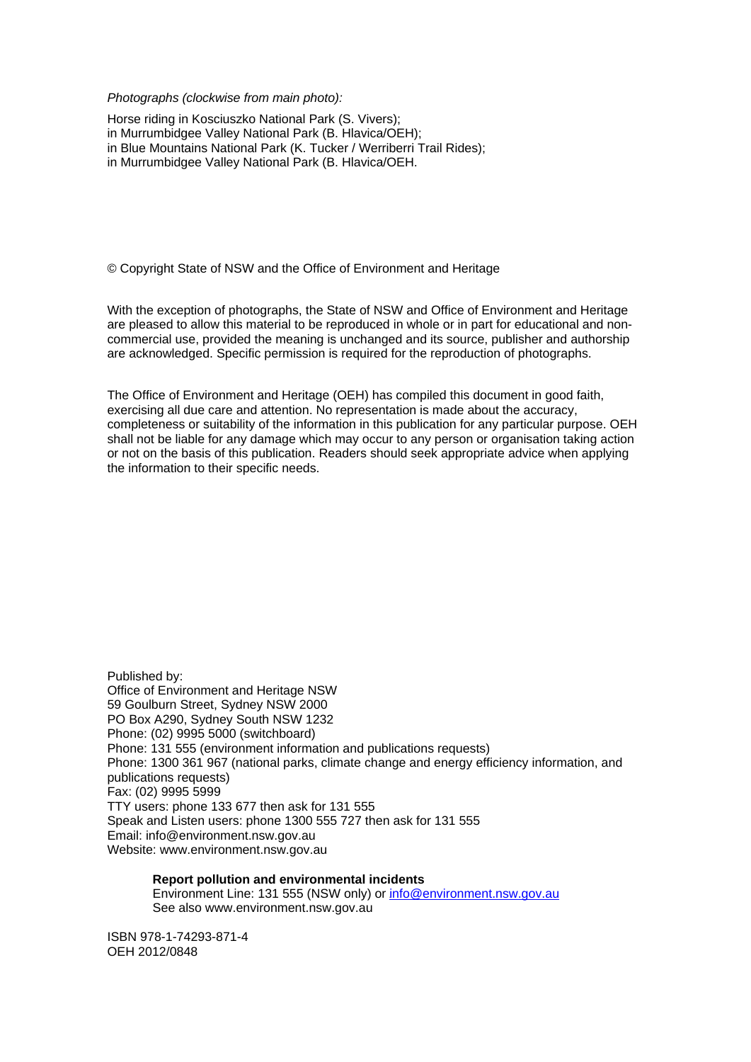*Photographs (clockwise from main photo):*

Horse riding in Kosciuszko National Park (S. Vivers);
in Murrumbidgee Valley National Park (B. Hlavica/OEH);
in Blue Mountains National Park (K. Tucker / Werriberri Trail Rides);
in Murrumbidgee Valley National Park (B. Hlavica/OEH.

© Copyright State of NSW and the Office of Environment and Heritage

With the exception of photographs, the State of NSW and Office of Environment and Heritage are pleased to allow this material to be reproduced in whole or in part for educational and non-commercial use, provided the meaning is unchanged and its source, publisher and authorship are acknowledged. Specific permission is required for the reproduction of photographs.

The Office of Environment and Heritage (OEH) has compiled this document in good faith, exercising all due care and attention. No representation is made about the accuracy, completeness or suitability of the information in this publication for any particular purpose. OEH shall not be liable for any damage which may occur to any person or organisation taking action or not on the basis of this publication. Readers should seek appropriate advice when applying the information to their specific needs.

Published by:
Office of Environment and Heritage NSW
59 Goulburn Street, Sydney NSW 2000
PO Box A290, Sydney South NSW 1232
Phone: (02) 9995 5000 (switchboard)
Phone: 131 555 (environment information and publications requests)
Phone: 1300 361 967 (national parks, climate change and energy efficiency information, and publications requests)
Fax: (02) 9995 5999
TTY users: phone 133 677 then ask for 131 555
Speak and Listen users: phone 1300 555 727 then ask for 131 555
Email: info@environment.nsw.gov.au
Website: www.environment.nsw.gov.au

**Report pollution and environmental incidents**
Environment Line: 131 555 (NSW only) or info@environment.nsw.gov.au
See also www.environment.nsw.gov.au

ISBN 978-1-74293-871-4
OEH 2012/0848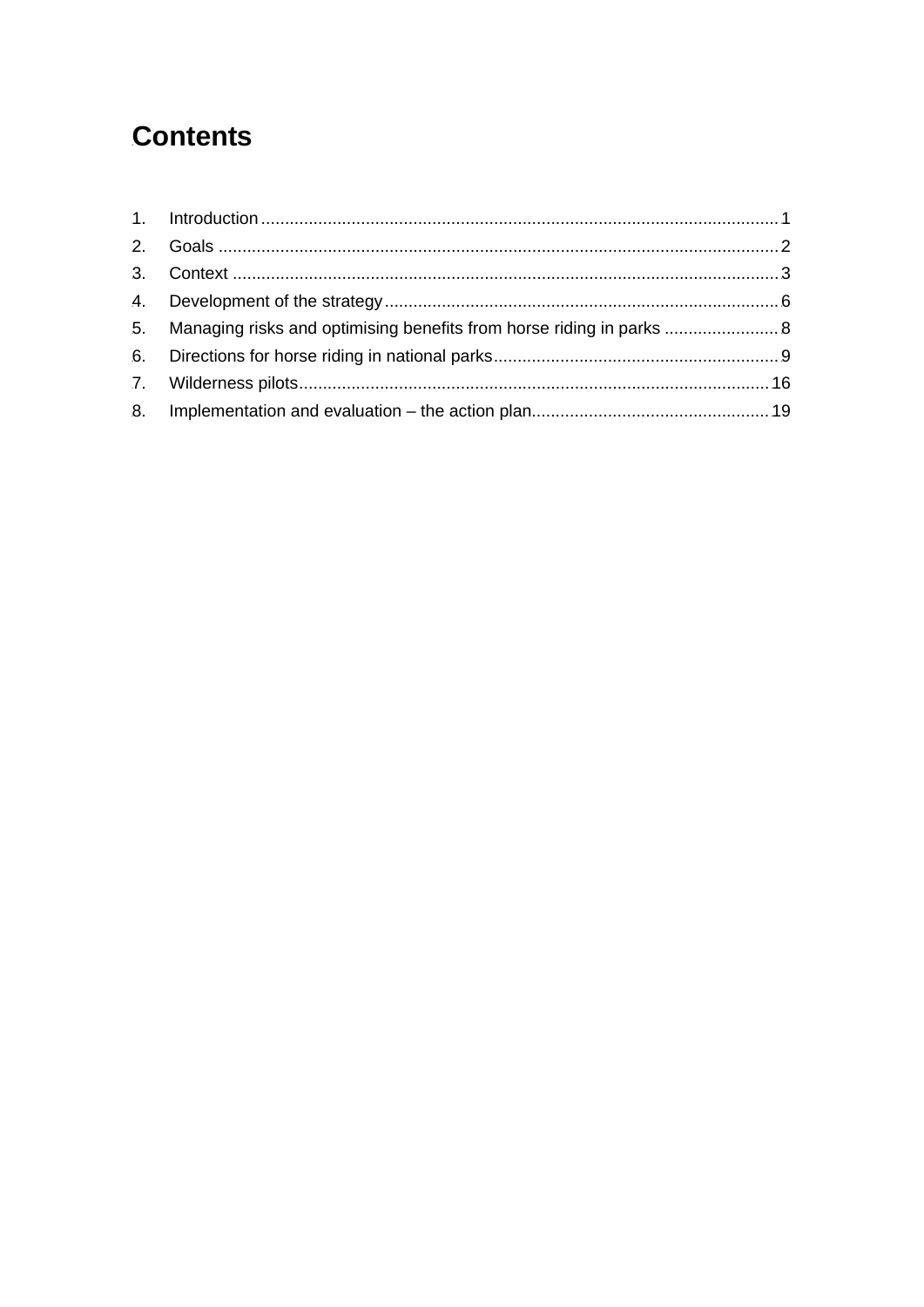# Contents

1. Introduction ........................................................................................................... 1
2. Goals .................................................................................................................... 2
3. Context ................................................................................................................. 3
4. Development of the strategy ................................................................................. 6
5. Managing risks and optimising benefits from horse riding in parks ........................ 8
6. Directions for horse riding in national parks ........................................................... 9
7. Wilderness pilots ................................................................................................. 16
8. Implementation and evaluation – the action plan ................................................. 19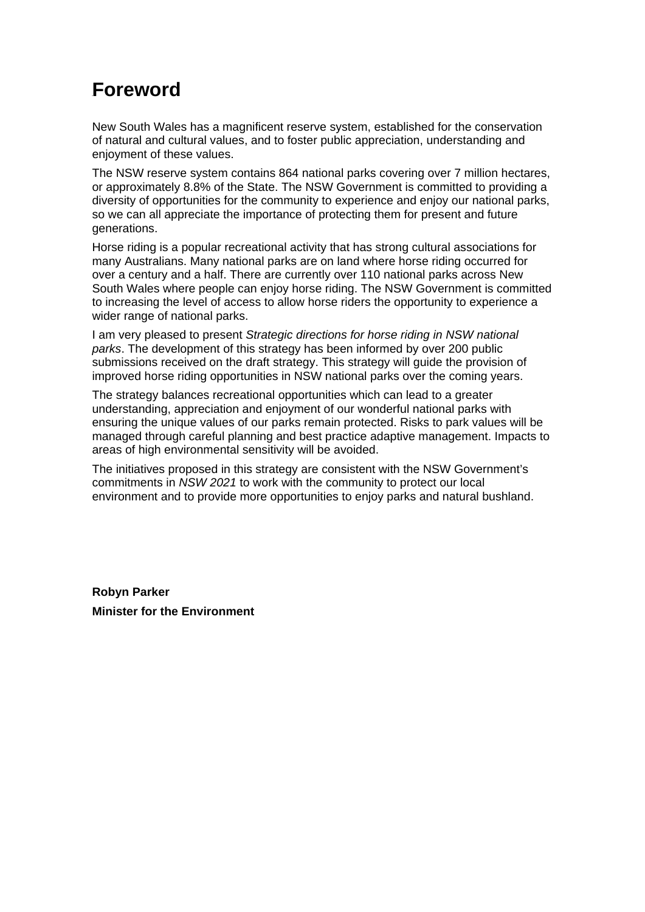# Foreword

New South Wales has a magnificent reserve system, established for the conservation of natural and cultural values, and to foster public appreciation, understanding and enjoyment of these values.

The NSW reserve system contains 864 national parks covering over 7 million hectares, or approximately 8.8% of the State. The NSW Government is committed to providing a diversity of opportunities for the community to experience and enjoy our national parks, so we can all appreciate the importance of protecting them for present and future generations.

Horse riding is a popular recreational activity that has strong cultural associations for many Australians. Many national parks are on land where horse riding occurred for over a century and a half. There are currently over 110 national parks across New South Wales where people can enjoy horse riding. The NSW Government is committed to increasing the level of access to allow horse riders the opportunity to experience a wider range of national parks.

I am very pleased to present *Strategic directions for horse riding in NSW national parks*. The development of this strategy has been informed by over 200 public submissions received on the draft strategy. This strategy will guide the provision of improved horse riding opportunities in NSW national parks over the coming years.

The strategy balances recreational opportunities which can lead to a greater understanding, appreciation and enjoyment of our wonderful national parks with ensuring the unique values of our parks remain protected. Risks to park values will be managed through careful planning and best practice adaptive management. Impacts to areas of high environmental sensitivity will be avoided.

The initiatives proposed in this strategy are consistent with the NSW Government's commitments in *NSW 2021* to work with the community to protect our local environment and to provide more opportunities to enjoy parks and natural bushland.

**Robyn Parker**

**Minister for the Environment**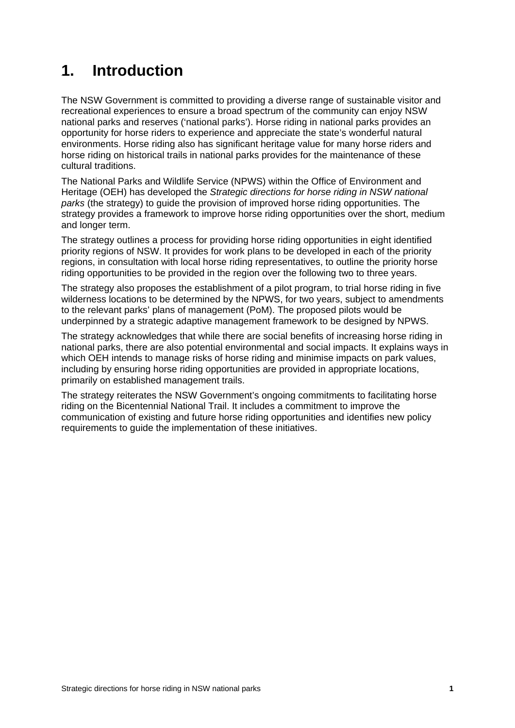# 1. Introduction

The NSW Government is committed to providing a diverse range of sustainable visitor and recreational experiences to ensure a broad spectrum of the community can enjoy NSW national parks and reserves ('national parks'). Horse riding in national parks provides an opportunity for horse riders to experience and appreciate the state's wonderful natural environments. Horse riding also has significant heritage value for many horse riders and horse riding on historical trails in national parks provides for the maintenance of these cultural traditions.

The National Parks and Wildlife Service (NPWS) within the Office of Environment and Heritage (OEH) has developed the *Strategic directions for horse riding in NSW national parks* (the strategy) to guide the provision of improved horse riding opportunities. The strategy provides a framework to improve horse riding opportunities over the short, medium and longer term.

The strategy outlines a process for providing horse riding opportunities in eight identified priority regions of NSW. It provides for work plans to be developed in each of the priority regions, in consultation with local horse riding representatives, to outline the priority horse riding opportunities to be provided in the region over the following two to three years.

The strategy also proposes the establishment of a pilot program, to trial horse riding in five wilderness locations to be determined by the NPWS, for two years, subject to amendments to the relevant parks' plans of management (PoM). The proposed pilots would be underpinned by a strategic adaptive management framework to be designed by NPWS.

The strategy acknowledges that while there are social benefits of increasing horse riding in national parks, there are also potential environmental and social impacts. It explains ways in which OEH intends to manage risks of horse riding and minimise impacts on park values, including by ensuring horse riding opportunities are provided in appropriate locations, primarily on established management trails.

The strategy reiterates the NSW Government's ongoing commitments to facilitating horse riding on the Bicentennial National Trail. It includes a commitment to improve the communication of existing and future horse riding opportunities and identifies new policy requirements to guide the implementation of these initiatives.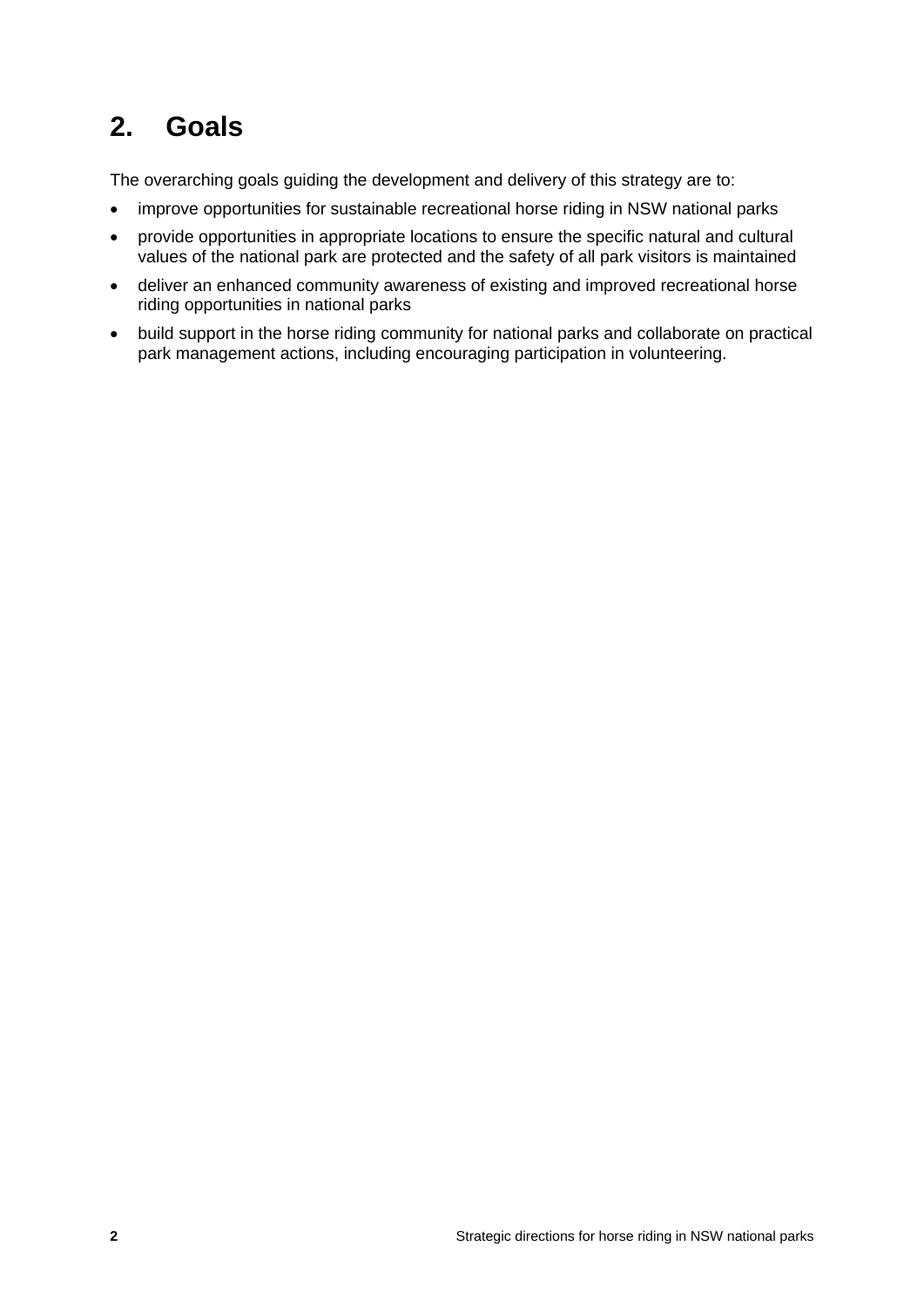# 2. Goals

The overarching goals guiding the development and delivery of this strategy are to:

- improve opportunities for sustainable recreational horse riding in NSW national parks
- provide opportunities in appropriate locations to ensure the specific natural and cultural values of the national park are protected and the safety of all park visitors is maintained
- deliver an enhanced community awareness of existing and improved recreational horse riding opportunities in national parks
- build support in the horse riding community for national parks and collaborate on practical park management actions, including encouraging participation in volunteering.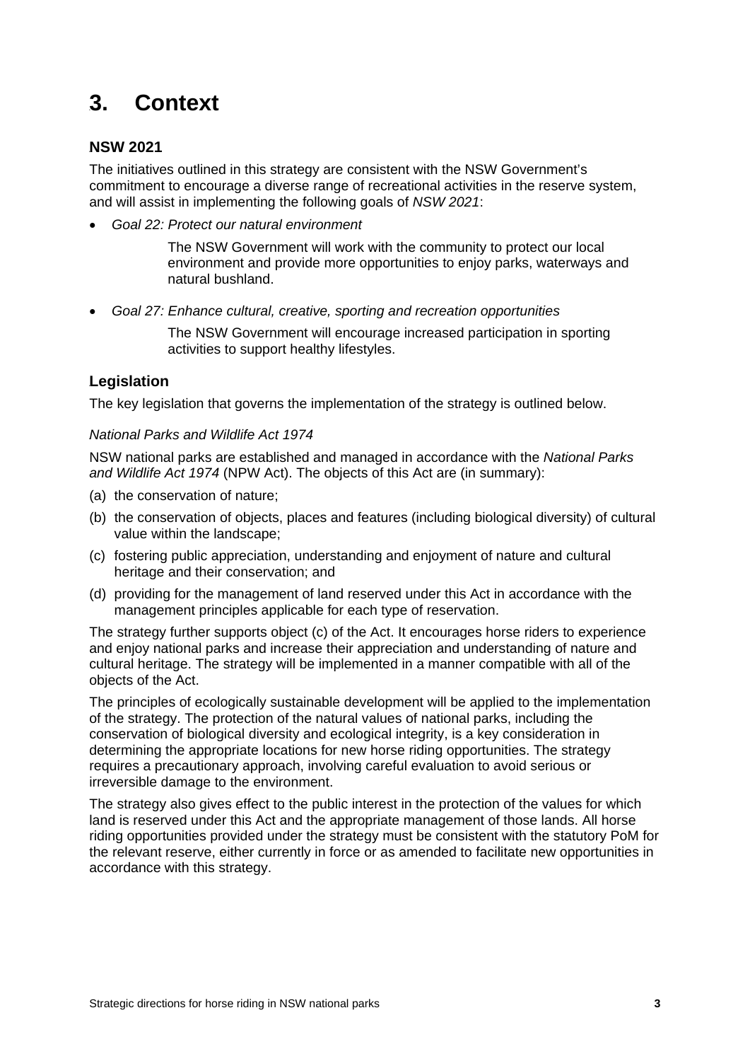# 3. Context

## NSW 2021

The initiatives outlined in this strategy are consistent with the NSW Government's commitment to encourage a diverse range of recreational activities in the reserve system, and will assist in implementing the following goals of *NSW 2021*:

- *Goal 22: Protect our natural environment*

  The NSW Government will work with the community to protect our local environment and provide more opportunities to enjoy parks, waterways and natural bushland.

- *Goal 27: Enhance cultural, creative, sporting and recreation opportunities*

  The NSW Government will encourage increased participation in sporting activities to support healthy lifestyles.

## Legislation

The key legislation that governs the implementation of the strategy is outlined below.

*National Parks and Wildlife Act 1974*

NSW national parks are established and managed in accordance with the *National Parks and Wildlife Act 1974* (NPW Act). The objects of this Act are (in summary):

(a) the conservation of nature;

(b) the conservation of objects, places and features (including biological diversity) of cultural value within the landscape;

(c) fostering public appreciation, understanding and enjoyment of nature and cultural heritage and their conservation; and

(d) providing for the management of land reserved under this Act in accordance with the management principles applicable for each type of reservation.

The strategy further supports object (c) of the Act. It encourages horse riders to experience and enjoy national parks and increase their appreciation and understanding of nature and cultural heritage. The strategy will be implemented in a manner compatible with all of the objects of the Act.

The principles of ecologically sustainable development will be applied to the implementation of the strategy. The protection of the natural values of national parks, including the conservation of biological diversity and ecological integrity, is a key consideration in determining the appropriate locations for new horse riding opportunities. The strategy requires a precautionary approach, involving careful evaluation to avoid serious or irreversible damage to the environment.

The strategy also gives effect to the public interest in the protection of the values for which land is reserved under this Act and the appropriate management of those lands. All horse riding opportunities provided under the strategy must be consistent with the statutory PoM for the relevant reserve, either currently in force or as amended to facilitate new opportunities in accordance with this strategy.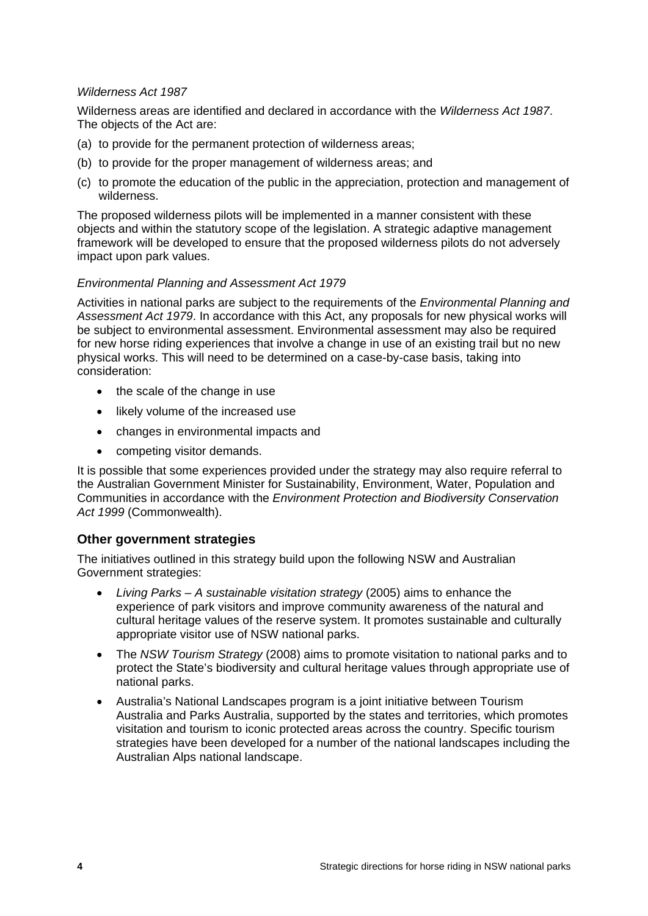*Wilderness Act 1987*

Wilderness areas are identified and declared in accordance with the *Wilderness Act 1987*. The objects of the Act are:

(a) to provide for the permanent protection of wilderness areas;

(b) to provide for the proper management of wilderness areas; and

(c) to promote the education of the public in the appreciation, protection and management of wilderness.

The proposed wilderness pilots will be implemented in a manner consistent with these objects and within the statutory scope of the legislation. A strategic adaptive management framework will be developed to ensure that the proposed wilderness pilots do not adversely impact upon park values.

*Environmental Planning and Assessment Act 1979*

Activities in national parks are subject to the requirements of the *Environmental Planning and Assessment Act 1979*. In accordance with this Act, any proposals for new physical works will be subject to environmental assessment. Environmental assessment may also be required for new horse riding experiences that involve a change in use of an existing trail but no new physical works. This will need to be determined on a case-by-case basis, taking into consideration:

- the scale of the change in use
- likely volume of the increased use
- changes in environmental impacts and
- competing visitor demands.

It is possible that some experiences provided under the strategy may also require referral to the Australian Government Minister for Sustainability, Environment, Water, Population and Communities in accordance with the *Environment Protection and Biodiversity Conservation Act 1999* (Commonwealth).

### Other government strategies

The initiatives outlined in this strategy build upon the following NSW and Australian Government strategies:

- *Living Parks – A sustainable visitation strategy* (2005) aims to enhance the experience of park visitors and improve community awareness of the natural and cultural heritage values of the reserve system. It promotes sustainable and culturally appropriate visitor use of NSW national parks.
- The *NSW Tourism Strategy* (2008) aims to promote visitation to national parks and to protect the State's biodiversity and cultural heritage values through appropriate use of national parks.
- Australia's National Landscapes program is a joint initiative between Tourism Australia and Parks Australia, supported by the states and territories, which promotes visitation and tourism to iconic protected areas across the country. Specific tourism strategies have been developed for a number of the national landscapes including the Australian Alps national landscape.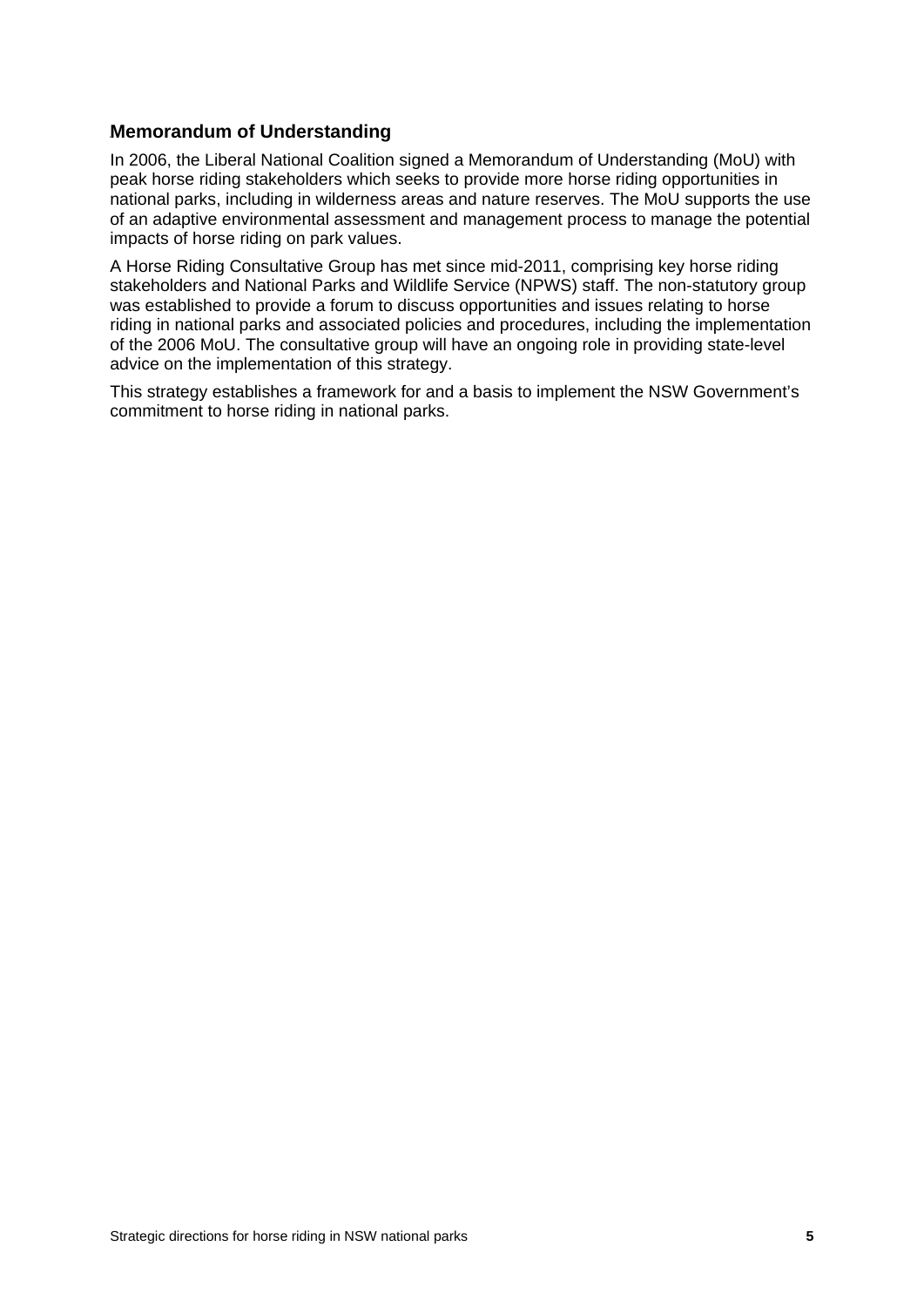### Memorandum of Understanding

In 2006, the Liberal National Coalition signed a Memorandum of Understanding (MoU) with peak horse riding stakeholders which seeks to provide more horse riding opportunities in national parks, including in wilderness areas and nature reserves. The MoU supports the use of an adaptive environmental assessment and management process to manage the potential impacts of horse riding on park values.

A Horse Riding Consultative Group has met since mid-2011, comprising key horse riding stakeholders and National Parks and Wildlife Service (NPWS) staff. The non-statutory group was established to provide a forum to discuss opportunities and issues relating to horse riding in national parks and associated policies and procedures, including the implementation of the 2006 MoU. The consultative group will have an ongoing role in providing state-level advice on the implementation of this strategy.

This strategy establishes a framework for and a basis to implement the NSW Government's commitment to horse riding in national parks.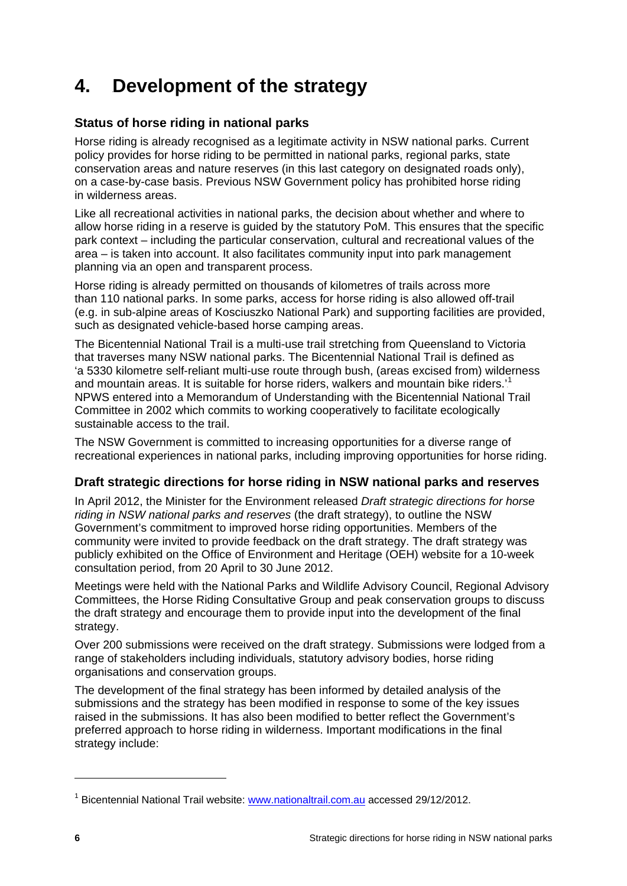# 4. Development of the strategy

### Status of horse riding in national parks

Horse riding is already recognised as a legitimate activity in NSW national parks. Current policy provides for horse riding to be permitted in national parks, regional parks, state conservation areas and nature reserves (in this last category on designated roads only), on a case-by-case basis. Previous NSW Government policy has prohibited horse riding in wilderness areas.

Like all recreational activities in national parks, the decision about whether and where to allow horse riding in a reserve is guided by the statutory PoM. This ensures that the specific park context – including the particular conservation, cultural and recreational values of the area – is taken into account. It also facilitates community input into park management planning via an open and transparent process.

Horse riding is already permitted on thousands of kilometres of trails across more than 110 national parks. In some parks, access for horse riding is also allowed off-trail (e.g. in sub-alpine areas of Kosciuszko National Park) and supporting facilities are provided, such as designated vehicle-based horse camping areas.

The Bicentennial National Trail is a multi-use trail stretching from Queensland to Victoria that traverses many NSW national parks. The Bicentennial National Trail is defined as 'a 5330 kilometre self-reliant multi-use route through bush, (areas excised from) wilderness and mountain areas. It is suitable for horse riders, walkers and mountain bike riders.'[1] NPWS entered into a Memorandum of Understanding with the Bicentennial National Trail Committee in 2002 which commits to working cooperatively to facilitate ecologically sustainable access to the trail.

The NSW Government is committed to increasing opportunities for a diverse range of recreational experiences in national parks, including improving opportunities for horse riding.

### Draft strategic directions for horse riding in NSW national parks and reserves

In April 2012, the Minister for the Environment released *Draft strategic directions for horse riding in NSW national parks and reserves* (the draft strategy), to outline the NSW Government's commitment to improved horse riding opportunities. Members of the community were invited to provide feedback on the draft strategy. The draft strategy was publicly exhibited on the Office of Environment and Heritage (OEH) website for a 10-week consultation period, from 20 April to 30 June 2012.

Meetings were held with the National Parks and Wildlife Advisory Council, Regional Advisory Committees, the Horse Riding Consultative Group and peak conservation groups to discuss the draft strategy and encourage them to provide input into the development of the final strategy.

Over 200 submissions were received on the draft strategy. Submissions were lodged from a range of stakeholders including individuals, statutory advisory bodies, horse riding organisations and conservation groups.

The development of the final strategy has been informed by detailed analysis of the submissions and the strategy has been modified in response to some of the key issues raised in the submissions. It has also been modified to better reflect the Government's preferred approach to horse riding in wilderness. Important modifications in the final strategy include:

---

[1] Bicentennial National Trail website: www.nationaltrail.com.au accessed 29/12/2012.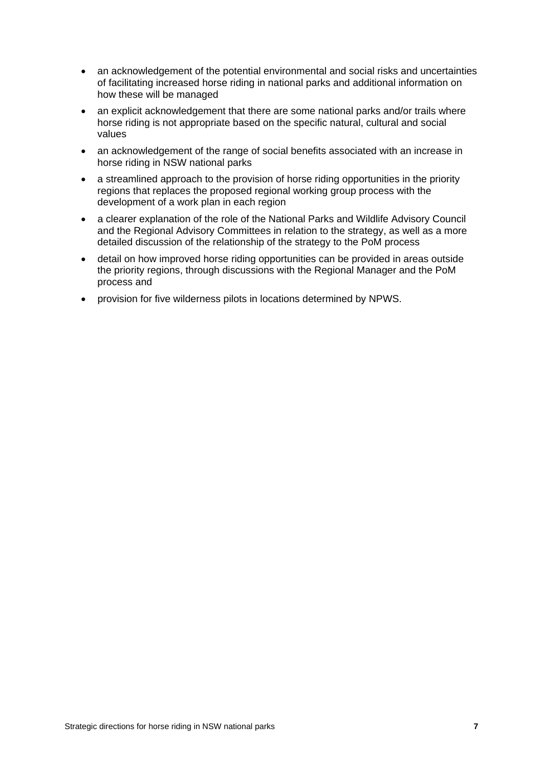- an acknowledgement of the potential environmental and social risks and uncertainties of facilitating increased horse riding in national parks and additional information on how these will be managed
- an explicit acknowledgement that there are some national parks and/or trails where horse riding is not appropriate based on the specific natural, cultural and social values
- an acknowledgement of the range of social benefits associated with an increase in horse riding in NSW national parks
- a streamlined approach to the provision of horse riding opportunities in the priority regions that replaces the proposed regional working group process with the development of a work plan in each region
- a clearer explanation of the role of the National Parks and Wildlife Advisory Council and the Regional Advisory Committees in relation to the strategy, as well as a more detailed discussion of the relationship of the strategy to the PoM process
- detail on how improved horse riding opportunities can be provided in areas outside the priority regions, through discussions with the Regional Manager and the PoM process and
- provision for five wilderness pilots in locations determined by NPWS.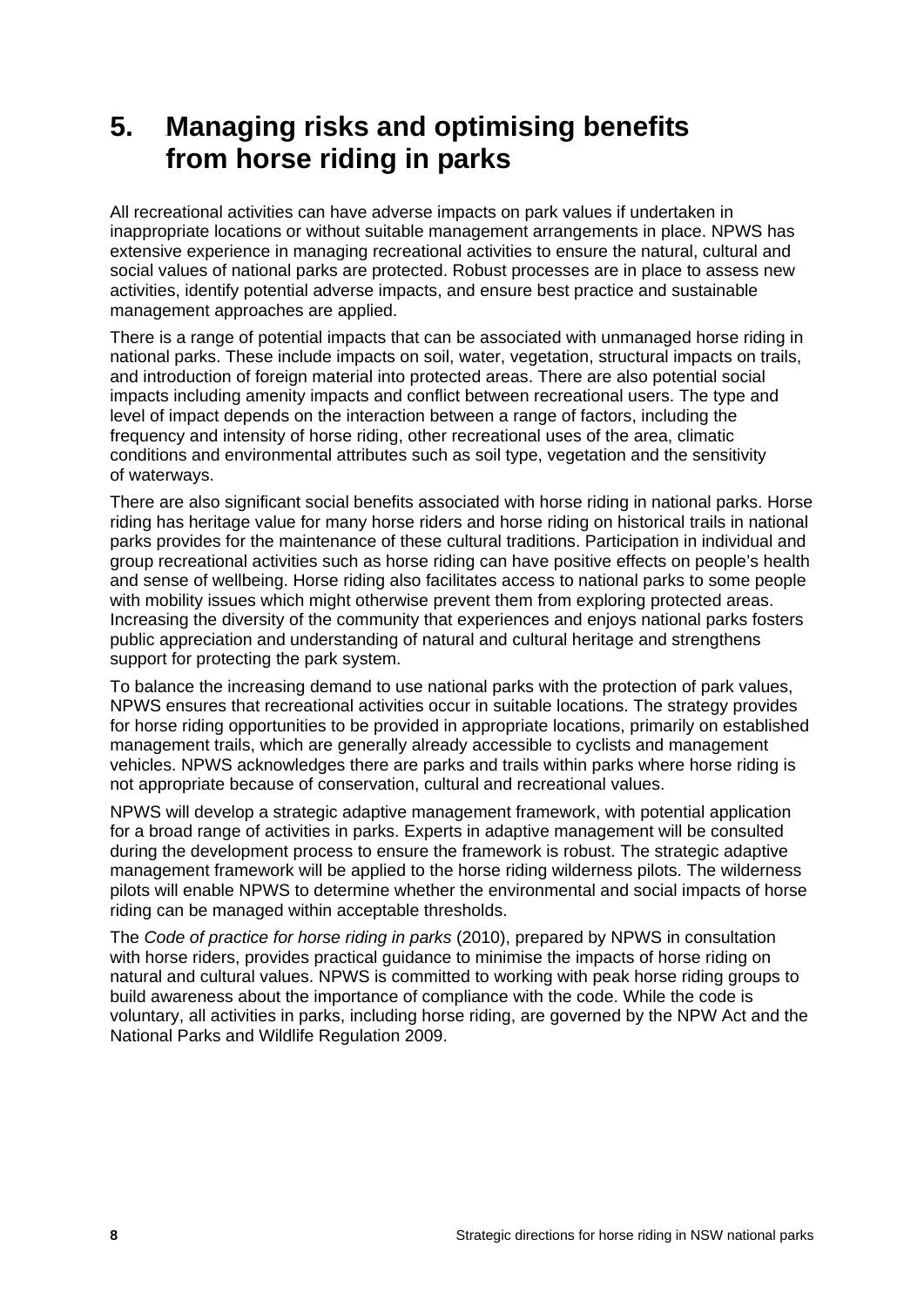# 5. Managing risks and optimising benefits from horse riding in parks

All recreational activities can have adverse impacts on park values if undertaken in inappropriate locations or without suitable management arrangements in place. NPWS has extensive experience in managing recreational activities to ensure the natural, cultural and social values of national parks are protected. Robust processes are in place to assess new activities, identify potential adverse impacts, and ensure best practice and sustainable management approaches are applied.

There is a range of potential impacts that can be associated with unmanaged horse riding in national parks. These include impacts on soil, water, vegetation, structural impacts on trails, and introduction of foreign material into protected areas. There are also potential social impacts including amenity impacts and conflict between recreational users. The type and level of impact depends on the interaction between a range of factors, including the frequency and intensity of horse riding, other recreational uses of the area, climatic conditions and environmental attributes such as soil type, vegetation and the sensitivity of waterways.

There are also significant social benefits associated with horse riding in national parks. Horse riding has heritage value for many horse riders and horse riding on historical trails in national parks provides for the maintenance of these cultural traditions. Participation in individual and group recreational activities such as horse riding can have positive effects on people's health and sense of wellbeing. Horse riding also facilitates access to national parks to some people with mobility issues which might otherwise prevent them from exploring protected areas. Increasing the diversity of the community that experiences and enjoys national parks fosters public appreciation and understanding of natural and cultural heritage and strengthens support for protecting the park system.

To balance the increasing demand to use national parks with the protection of park values, NPWS ensures that recreational activities occur in suitable locations. The strategy provides for horse riding opportunities to be provided in appropriate locations, primarily on established management trails, which are generally already accessible to cyclists and management vehicles. NPWS acknowledges there are parks and trails within parks where horse riding is not appropriate because of conservation, cultural and recreational values.

NPWS will develop a strategic adaptive management framework, with potential application for a broad range of activities in parks. Experts in adaptive management will be consulted during the development process to ensure the framework is robust. The strategic adaptive management framework will be applied to the horse riding wilderness pilots. The wilderness pilots will enable NPWS to determine whether the environmental and social impacts of horse riding can be managed within acceptable thresholds.

The *Code of practice for horse riding in parks* (2010), prepared by NPWS in consultation with horse riders, provides practical guidance to minimise the impacts of horse riding on natural and cultural values. NPWS is committed to working with peak horse riding groups to build awareness about the importance of compliance with the code. While the code is voluntary, all activities in parks, including horse riding, are governed by the NPW Act and the National Parks and Wildlife Regulation 2009.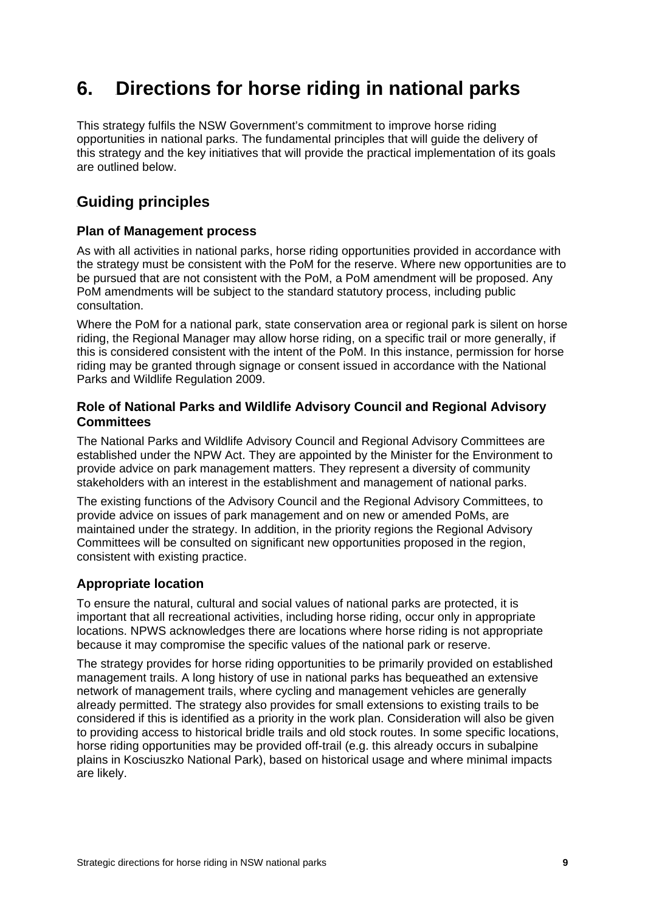# 6. Directions for horse riding in national parks

This strategy fulfils the NSW Government's commitment to improve horse riding opportunities in national parks. The fundamental principles that will guide the delivery of this strategy and the key initiatives that will provide the practical implementation of its goals are outlined below.

## Guiding principles

### Plan of Management process

As with all activities in national parks, horse riding opportunities provided in accordance with the strategy must be consistent with the PoM for the reserve. Where new opportunities are to be pursued that are not consistent with the PoM, a PoM amendment will be proposed. Any PoM amendments will be subject to the standard statutory process, including public consultation.

Where the PoM for a national park, state conservation area or regional park is silent on horse riding, the Regional Manager may allow horse riding, on a specific trail or more generally, if this is considered consistent with the intent of the PoM. In this instance, permission for horse riding may be granted through signage or consent issued in accordance with the National Parks and Wildlife Regulation 2009.

### Role of National Parks and Wildlife Advisory Council and Regional Advisory Committees

The National Parks and Wildlife Advisory Council and Regional Advisory Committees are established under the NPW Act. They are appointed by the Minister for the Environment to provide advice on park management matters. They represent a diversity of community stakeholders with an interest in the establishment and management of national parks.

The existing functions of the Advisory Council and the Regional Advisory Committees, to provide advice on issues of park management and on new or amended PoMs, are maintained under the strategy. In addition, in the priority regions the Regional Advisory Committees will be consulted on significant new opportunities proposed in the region, consistent with existing practice.

### Appropriate location

To ensure the natural, cultural and social values of national parks are protected, it is important that all recreational activities, including horse riding, occur only in appropriate locations. NPWS acknowledges there are locations where horse riding is not appropriate because it may compromise the specific values of the national park or reserve.

The strategy provides for horse riding opportunities to be primarily provided on established management trails. A long history of use in national parks has bequeathed an extensive network of management trails, where cycling and management vehicles are generally already permitted. The strategy also provides for small extensions to existing trails to be considered if this is identified as a priority in the work plan. Consideration will also be given to providing access to historical bridle trails and old stock routes. In some specific locations, horse riding opportunities may be provided off-trail (e.g. this already occurs in subalpine plains in Kosciuszko National Park), based on historical usage and where minimal impacts are likely.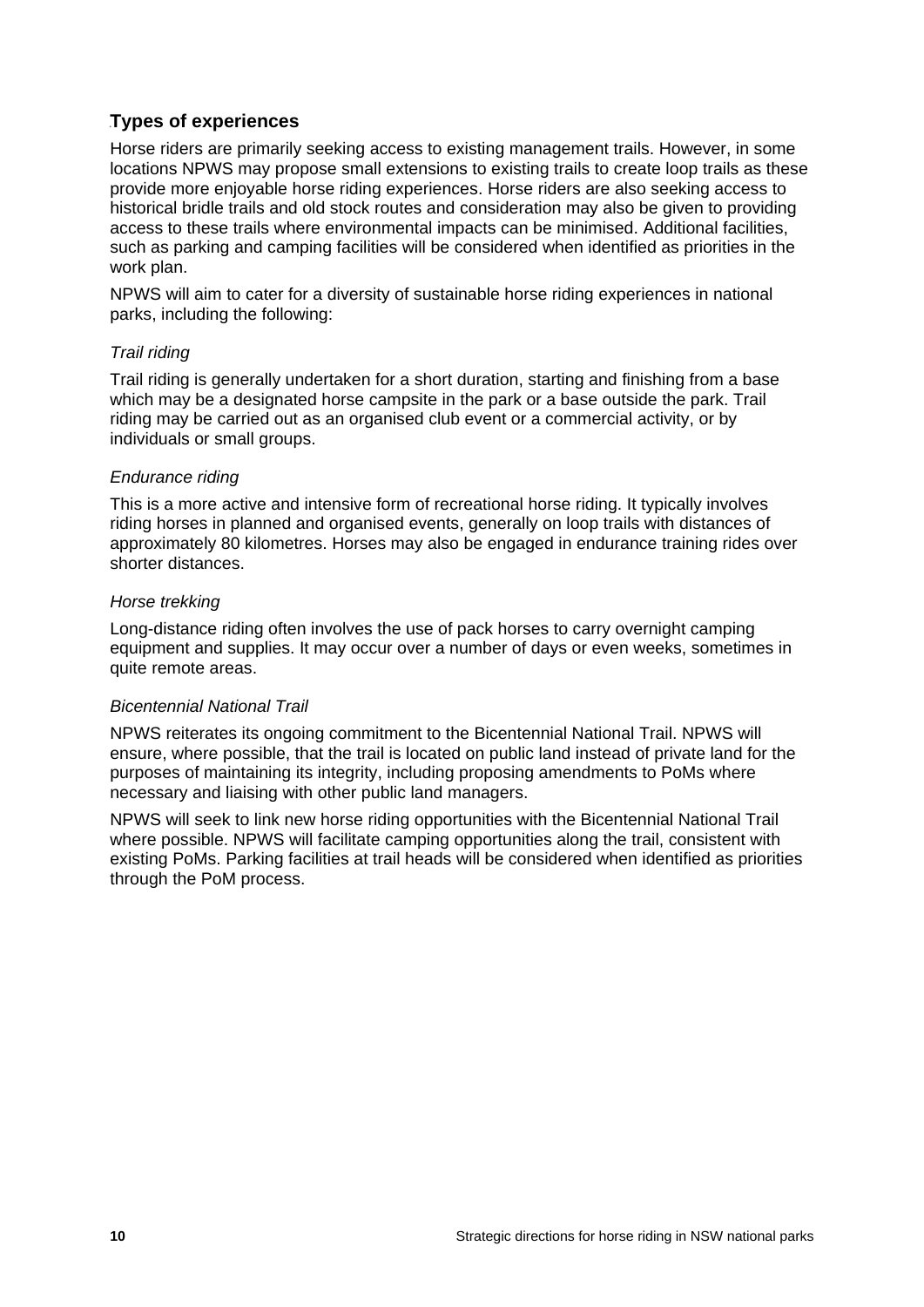## Types of experiences

Horse riders are primarily seeking access to existing management trails. However, in some locations NPWS may propose small extensions to existing trails to create loop trails as these provide more enjoyable horse riding experiences. Horse riders are also seeking access to historical bridle trails and old stock routes and consideration may also be given to providing access to these trails where environmental impacts can be minimised. Additional facilities, such as parking and camping facilities will be considered when identified as priorities in the work plan.

NPWS will aim to cater for a diversity of sustainable horse riding experiences in national parks, including the following:

*Trail riding*

Trail riding is generally undertaken for a short duration, starting and finishing from a base which may be a designated horse campsite in the park or a base outside the park. Trail riding may be carried out as an organised club event or a commercial activity, or by individuals or small groups.

*Endurance riding*

This is a more active and intensive form of recreational horse riding. It typically involves riding horses in planned and organised events, generally on loop trails with distances of approximately 80 kilometres. Horses may also be engaged in endurance training rides over shorter distances.

*Horse trekking*

Long-distance riding often involves the use of pack horses to carry overnight camping equipment and supplies. It may occur over a number of days or even weeks, sometimes in quite remote areas.

*Bicentennial National Trail*

NPWS reiterates its ongoing commitment to the Bicentennial National Trail. NPWS will ensure, where possible, that the trail is located on public land instead of private land for the purposes of maintaining its integrity, including proposing amendments to PoMs where necessary and liaising with other public land managers.

NPWS will seek to link new horse riding opportunities with the Bicentennial National Trail where possible. NPWS will facilitate camping opportunities along the trail, consistent with existing PoMs. Parking facilities at trail heads will be considered when identified as priorities through the PoM process.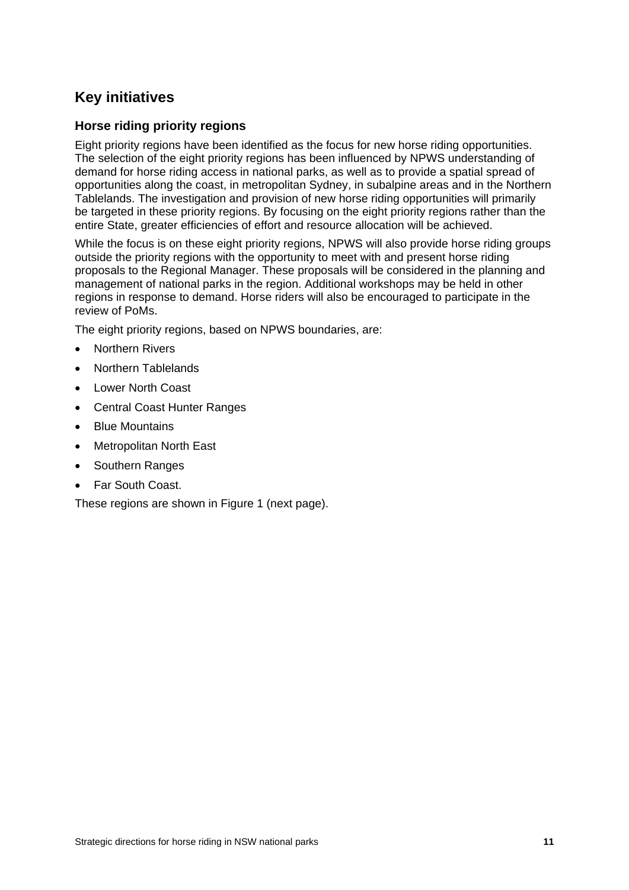## Key initiatives

### Horse riding priority regions

Eight priority regions have been identified as the focus for new horse riding opportunities. The selection of the eight priority regions has been influenced by NPWS understanding of demand for horse riding access in national parks, as well as to provide a spatial spread of opportunities along the coast, in metropolitan Sydney, in subalpine areas and in the Northern Tablelands. The investigation and provision of new horse riding opportunities will primarily be targeted in these priority regions. By focusing on the eight priority regions rather than the entire State, greater efficiencies of effort and resource allocation will be achieved.

While the focus is on these eight priority regions, NPWS will also provide horse riding groups outside the priority regions with the opportunity to meet with and present horse riding proposals to the Regional Manager. These proposals will be considered in the planning and management of national parks in the region. Additional workshops may be held in other regions in response to demand. Horse riders will also be encouraged to participate in the review of PoMs.

The eight priority regions, based on NPWS boundaries, are:

- Northern Rivers
- Northern Tablelands
- Lower North Coast
- Central Coast Hunter Ranges
- Blue Mountains
- Metropolitan North East
- Southern Ranges
- Far South Coast.

These regions are shown in Figure 1 (next page).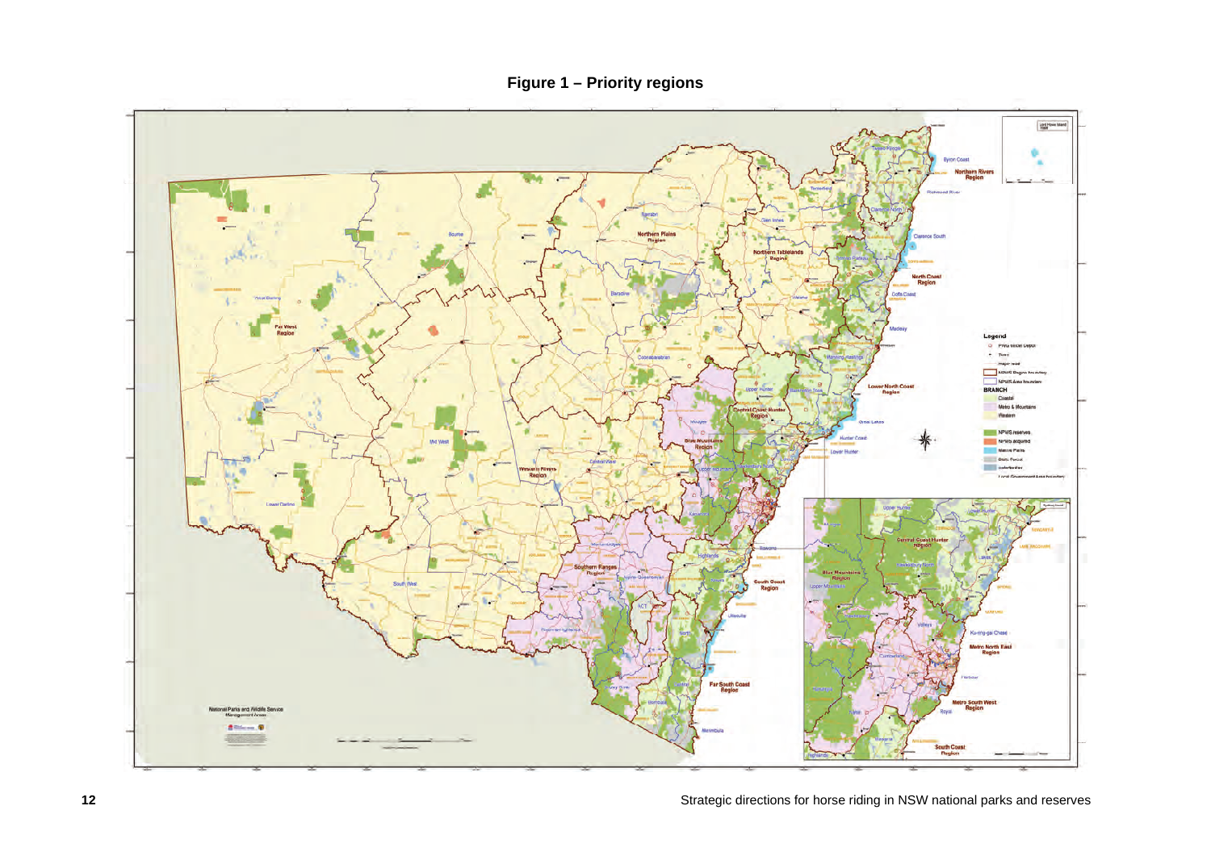# Figure 1 – Priority regions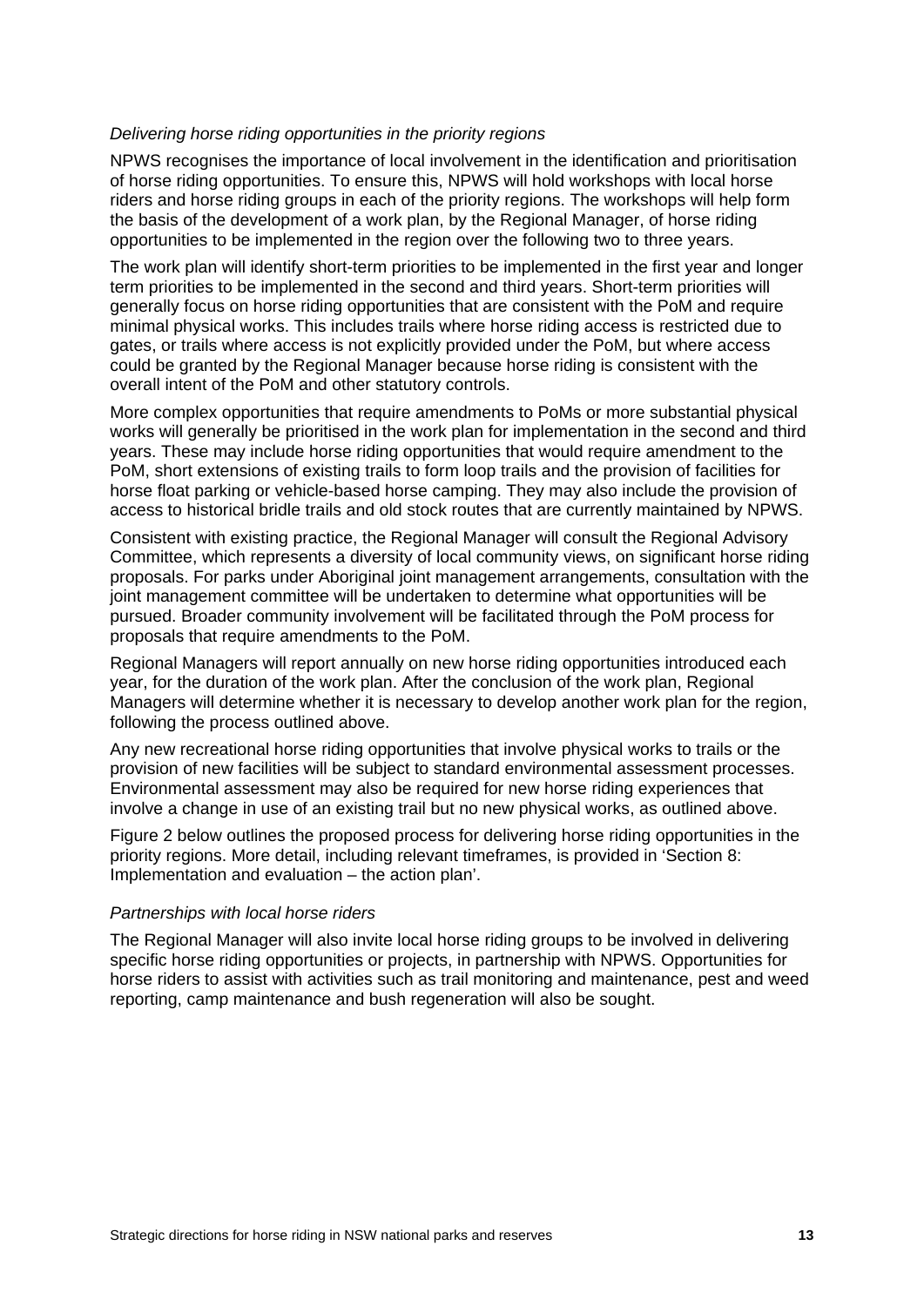*Delivering horse riding opportunities in the priority regions*

NPWS recognises the importance of local involvement in the identification and prioritisation of horse riding opportunities. To ensure this, NPWS will hold workshops with local horse riders and horse riding groups in each of the priority regions. The workshops will help form the basis of the development of a work plan, by the Regional Manager, of horse riding opportunities to be implemented in the region over the following two to three years.

The work plan will identify short-term priorities to be implemented in the first year and longer term priorities to be implemented in the second and third years. Short-term priorities will generally focus on horse riding opportunities that are consistent with the PoM and require minimal physical works. This includes trails where horse riding access is restricted due to gates, or trails where access is not explicitly provided under the PoM, but where access could be granted by the Regional Manager because horse riding is consistent with the overall intent of the PoM and other statutory controls.

More complex opportunities that require amendments to PoMs or more substantial physical works will generally be prioritised in the work plan for implementation in the second and third years. These may include horse riding opportunities that would require amendment to the PoM, short extensions of existing trails to form loop trails and the provision of facilities for horse float parking or vehicle-based horse camping. They may also include the provision of access to historical bridle trails and old stock routes that are currently maintained by NPWS.

Consistent with existing practice, the Regional Manager will consult the Regional Advisory Committee, which represents a diversity of local community views, on significant horse riding proposals. For parks under Aboriginal joint management arrangements, consultation with the joint management committee will be undertaken to determine what opportunities will be pursued. Broader community involvement will be facilitated through the PoM process for proposals that require amendments to the PoM.

Regional Managers will report annually on new horse riding opportunities introduced each year, for the duration of the work plan. After the conclusion of the work plan, Regional Managers will determine whether it is necessary to develop another work plan for the region, following the process outlined above.

Any new recreational horse riding opportunities that involve physical works to trails or the provision of new facilities will be subject to standard environmental assessment processes. Environmental assessment may also be required for new horse riding experiences that involve a change in use of an existing trail but no new physical works, as outlined above.

Figure 2 below outlines the proposed process for delivering horse riding opportunities in the priority regions. More detail, including relevant timeframes, is provided in 'Section 8: Implementation and evaluation – the action plan'.

*Partnerships with local horse riders*

The Regional Manager will also invite local horse riding groups to be involved in delivering specific horse riding opportunities or projects, in partnership with NPWS. Opportunities for horse riders to assist with activities such as trail monitoring and maintenance, pest and weed reporting, camp maintenance and bush regeneration will also be sought.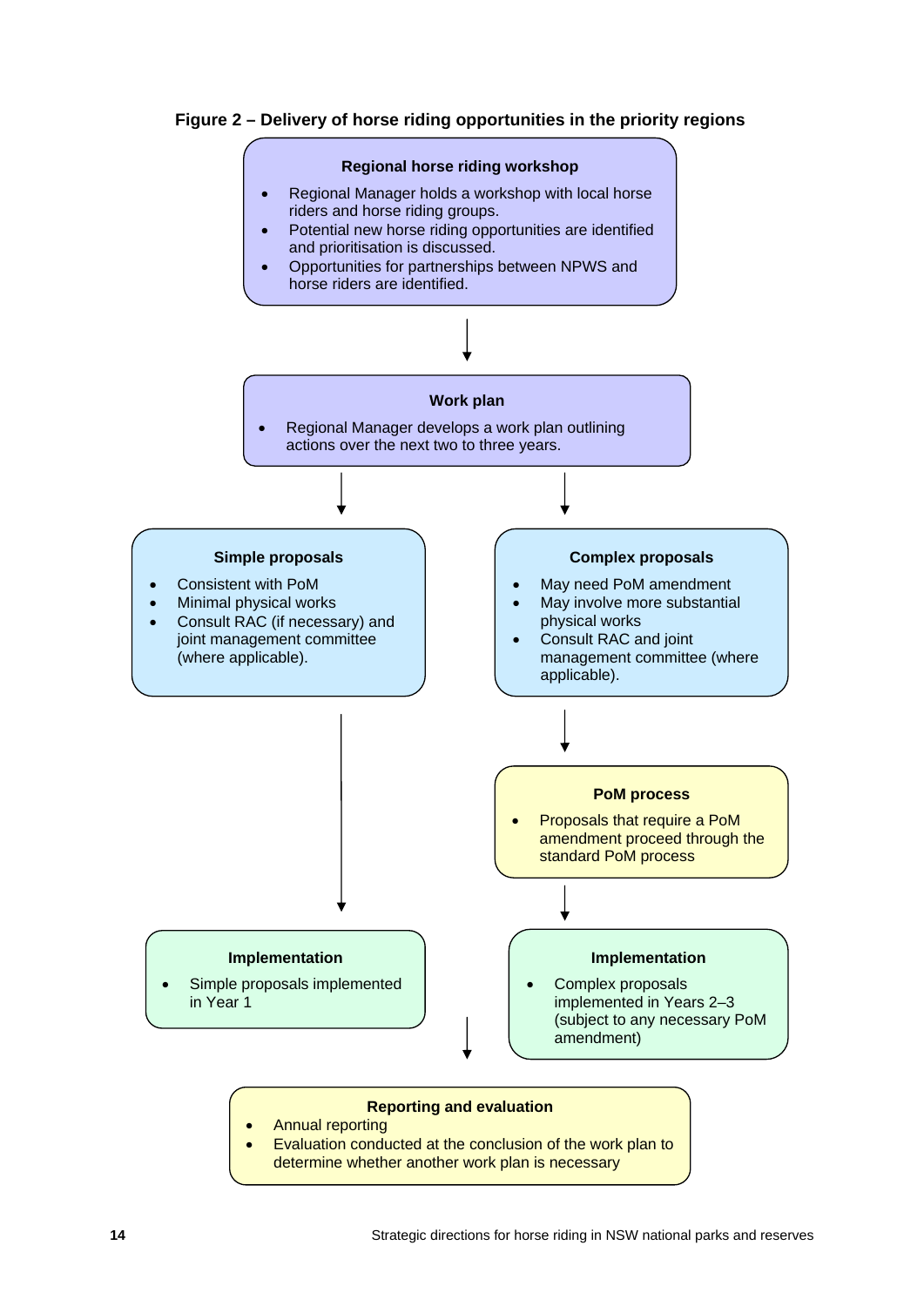**Figure 2 – Delivery of horse riding opportunities in the priority regions**

**Regional horse riding workshop**

- Regional Manager holds a workshop with local horse riders and horse riding groups.
- Potential new horse riding opportunities are identified and prioritisation is discussed.
- Opportunities for partnerships between NPWS and horse riders are identified.

↓

**Work plan**

- Regional Manager develops a work plan outlining actions over the next two to three years.

↓

**Simple proposals**

- Consistent with PoM
- Minimal physical works
- Consult RAC (if necessary) and joint management committee (where applicable).

↓

**Implementation**

- Simple proposals implemented in Year 1

**Complex proposals**

- May need PoM amendment
- May involve more substantial physical works
- Consult RAC and joint management committee (where applicable).

↓

**PoM process**

- Proposals that require a PoM amendment proceed through the standard PoM process

↓

**Implementation**

- Complex proposals implemented in Years 2–3 (subject to any necessary PoM amendment)

↓

**Reporting and evaluation**

- Annual reporting
- Evaluation conducted at the conclusion of the work plan to determine whether another work plan is necessary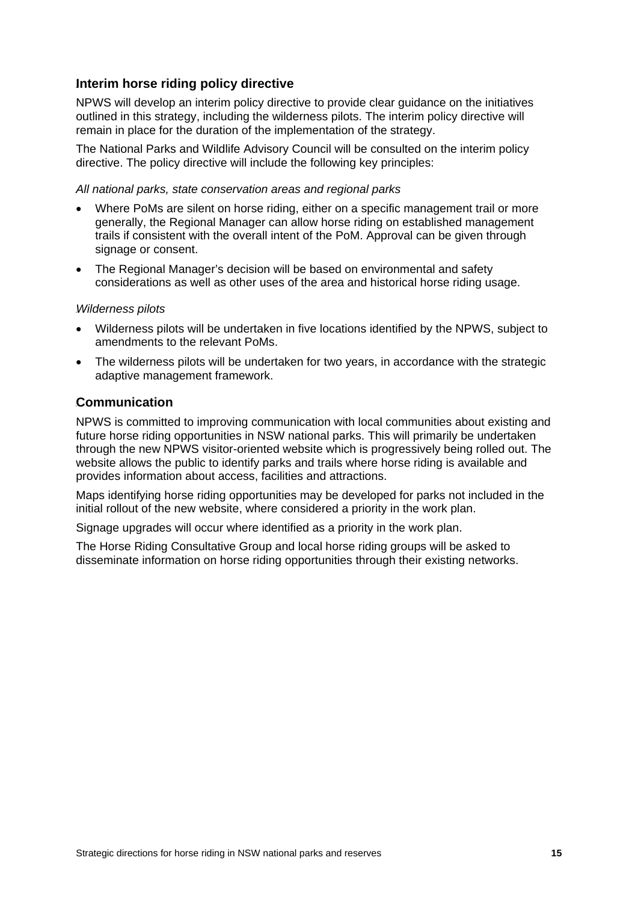## Interim horse riding policy directive

NPWS will develop an interim policy directive to provide clear guidance on the initiatives outlined in this strategy, including the wilderness pilots. The interim policy directive will remain in place for the duration of the implementation of the strategy.

The National Parks and Wildlife Advisory Council will be consulted on the interim policy directive. The policy directive will include the following key principles:

*All national parks, state conservation areas and regional parks*

- Where PoMs are silent on horse riding, either on a specific management trail or more generally, the Regional Manager can allow horse riding on established management trails if consistent with the overall intent of the PoM. Approval can be given through signage or consent.
- The Regional Manager's decision will be based on environmental and safety considerations as well as other uses of the area and historical horse riding usage.

*Wilderness pilots*

- Wilderness pilots will be undertaken in five locations identified by the NPWS, subject to amendments to the relevant PoMs.
- The wilderness pilots will be undertaken for two years, in accordance with the strategic adaptive management framework.

## Communication

NPWS is committed to improving communication with local communities about existing and future horse riding opportunities in NSW national parks. This will primarily be undertaken through the new NPWS visitor-oriented website which is progressively being rolled out. The website allows the public to identify parks and trails where horse riding is available and provides information about access, facilities and attractions.

Maps identifying horse riding opportunities may be developed for parks not included in the initial rollout of the new website, where considered a priority in the work plan.

Signage upgrades will occur where identified as a priority in the work plan.

The Horse Riding Consultative Group and local horse riding groups will be asked to disseminate information on horse riding opportunities through their existing networks.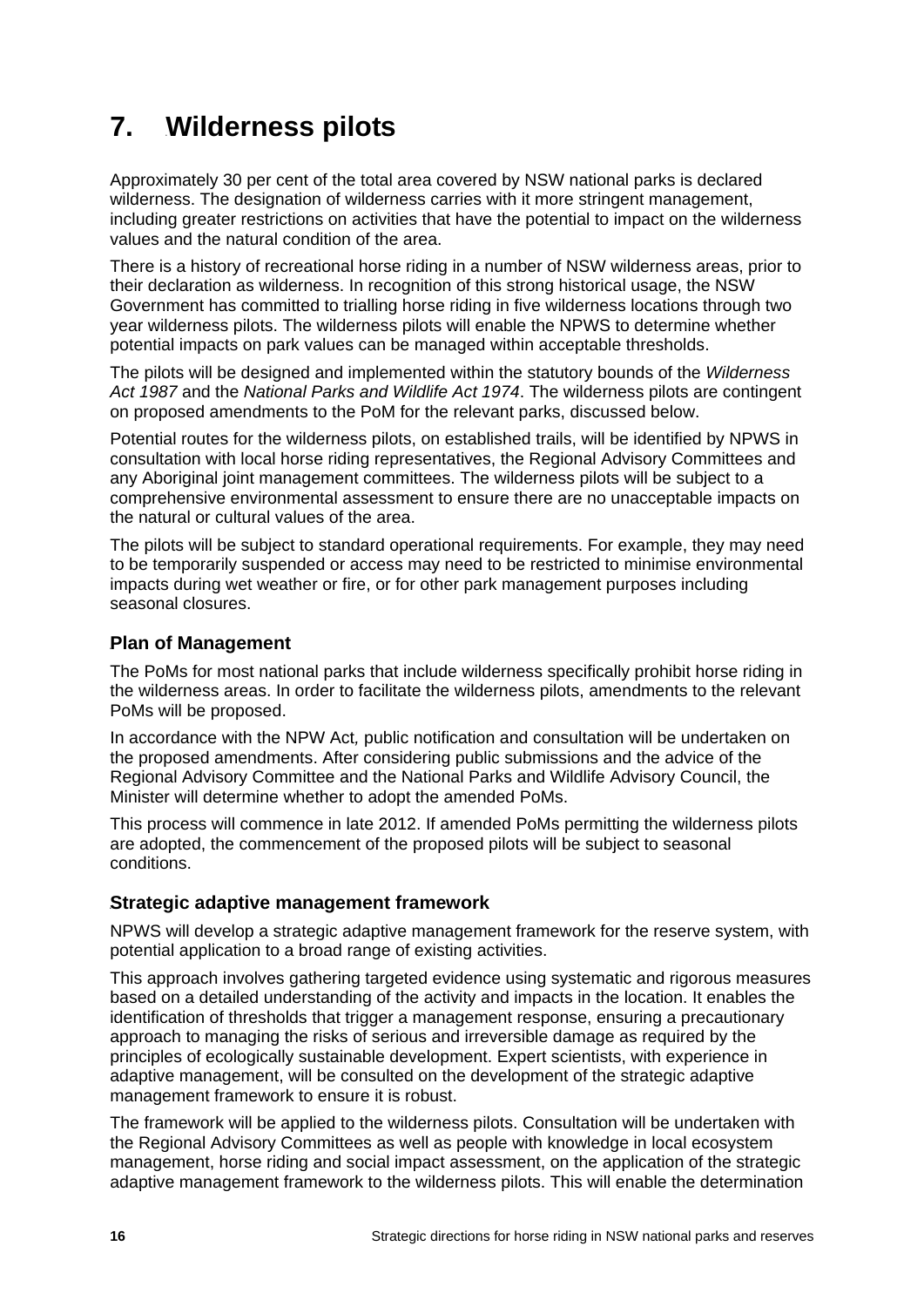# 7. Wilderness pilots

Approximately 30 per cent of the total area covered by NSW national parks is declared wilderness. The designation of wilderness carries with it more stringent management, including greater restrictions on activities that have the potential to impact on the wilderness values and the natural condition of the area.

There is a history of recreational horse riding in a number of NSW wilderness areas, prior to their declaration as wilderness. In recognition of this strong historical usage, the NSW Government has committed to trialling horse riding in five wilderness locations through two year wilderness pilots. The wilderness pilots will enable the NPWS to determine whether potential impacts on park values can be managed within acceptable thresholds.

The pilots will be designed and implemented within the statutory bounds of the *Wilderness Act 1987* and the *National Parks and Wildlife Act 1974*. The wilderness pilots are contingent on proposed amendments to the PoM for the relevant parks, discussed below.

Potential routes for the wilderness pilots, on established trails, will be identified by NPWS in consultation with local horse riding representatives, the Regional Advisory Committees and any Aboriginal joint management committees. The wilderness pilots will be subject to a comprehensive environmental assessment to ensure there are no unacceptable impacts on the natural or cultural values of the area.

The pilots will be subject to standard operational requirements. For example, they may need to be temporarily suspended or access may need to be restricted to minimise environmental impacts during wet weather or fire, or for other park management purposes including seasonal closures.

### Plan of Management

The PoMs for most national parks that include wilderness specifically prohibit horse riding in the wilderness areas. In order to facilitate the wilderness pilots, amendments to the relevant PoMs will be proposed.

In accordance with the NPW Act, public notification and consultation will be undertaken on the proposed amendments. After considering public submissions and the advice of the Regional Advisory Committee and the National Parks and Wildlife Advisory Council, the Minister will determine whether to adopt the amended PoMs.

This process will commence in late 2012. If amended PoMs permitting the wilderness pilots are adopted, the commencement of the proposed pilots will be subject to seasonal conditions.

### Strategic adaptive management framework

NPWS will develop a strategic adaptive management framework for the reserve system, with potential application to a broad range of existing activities.

This approach involves gathering targeted evidence using systematic and rigorous measures based on a detailed understanding of the activity and impacts in the location. It enables the identification of thresholds that trigger a management response, ensuring a precautionary approach to managing the risks of serious and irreversible damage as required by the principles of ecologically sustainable development. Expert scientists, with experience in adaptive management, will be consulted on the development of the strategic adaptive management framework to ensure it is robust.

The framework will be applied to the wilderness pilots. Consultation will be undertaken with the Regional Advisory Committees as well as people with knowledge in local ecosystem management, horse riding and social impact assessment, on the application of the strategic adaptive management framework to the wilderness pilots. This will enable the determination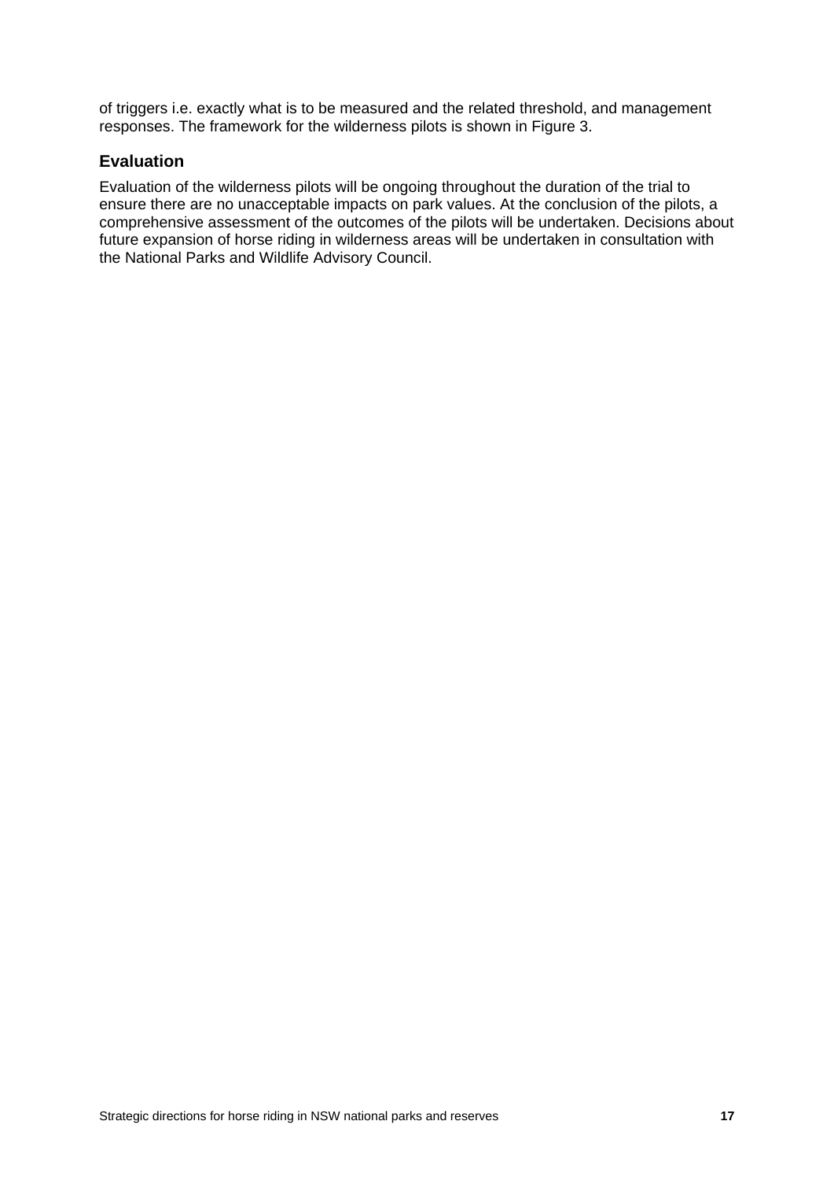of triggers i.e. exactly what is to be measured and the related threshold, and management responses. The framework for the wilderness pilots is shown in Figure 3.

### Evaluation

Evaluation of the wilderness pilots will be ongoing throughout the duration of the trial to ensure there are no unacceptable impacts on park values. At the conclusion of the pilots, a comprehensive assessment of the outcomes of the pilots will be undertaken. Decisions about future expansion of horse riding in wilderness areas will be undertaken in consultation with the National Parks and Wildlife Advisory Council.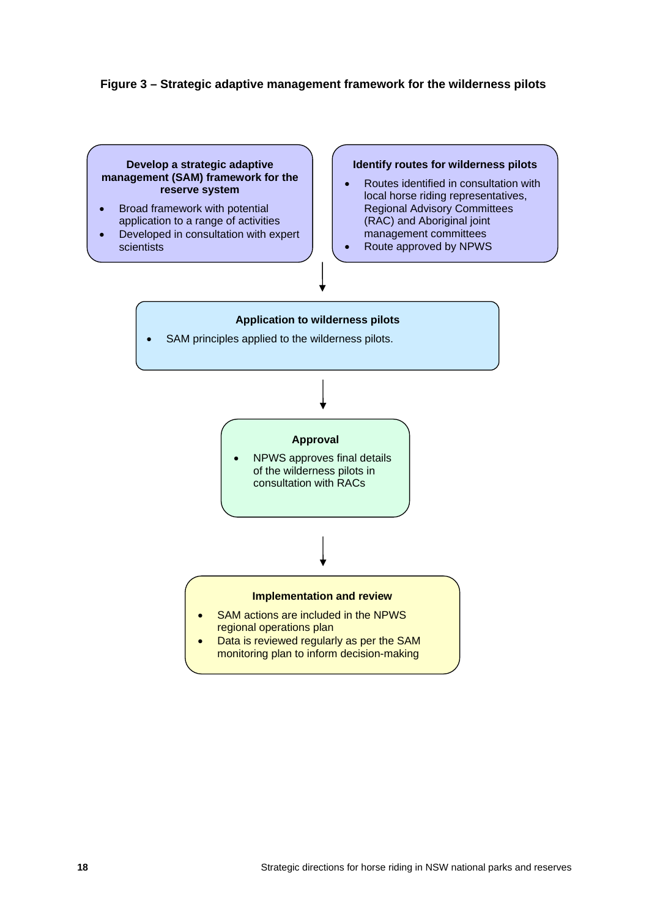**Figure 3 – Strategic adaptive management framework for the wilderness pilots**

**Develop a strategic adaptive management (SAM) framework for the reserve system**

- Broad framework with potential application to a range of activities
- Developed in consultation with expert scientists

**Identify routes for wilderness pilots**

- Routes identified in consultation with local horse riding representatives, Regional Advisory Committees (RAC) and Aboriginal joint management committees
- Route approved by NPWS

↓

**Application to wilderness pilots**

- SAM principles applied to the wilderness pilots.

↓

**Approval**

- NPWS approves final details of the wilderness pilots in consultation with RACs

↓

**Implementation and review**

- SAM actions are included in the NPWS regional operations plan
- Data is reviewed regularly as per the SAM monitoring plan to inform decision-making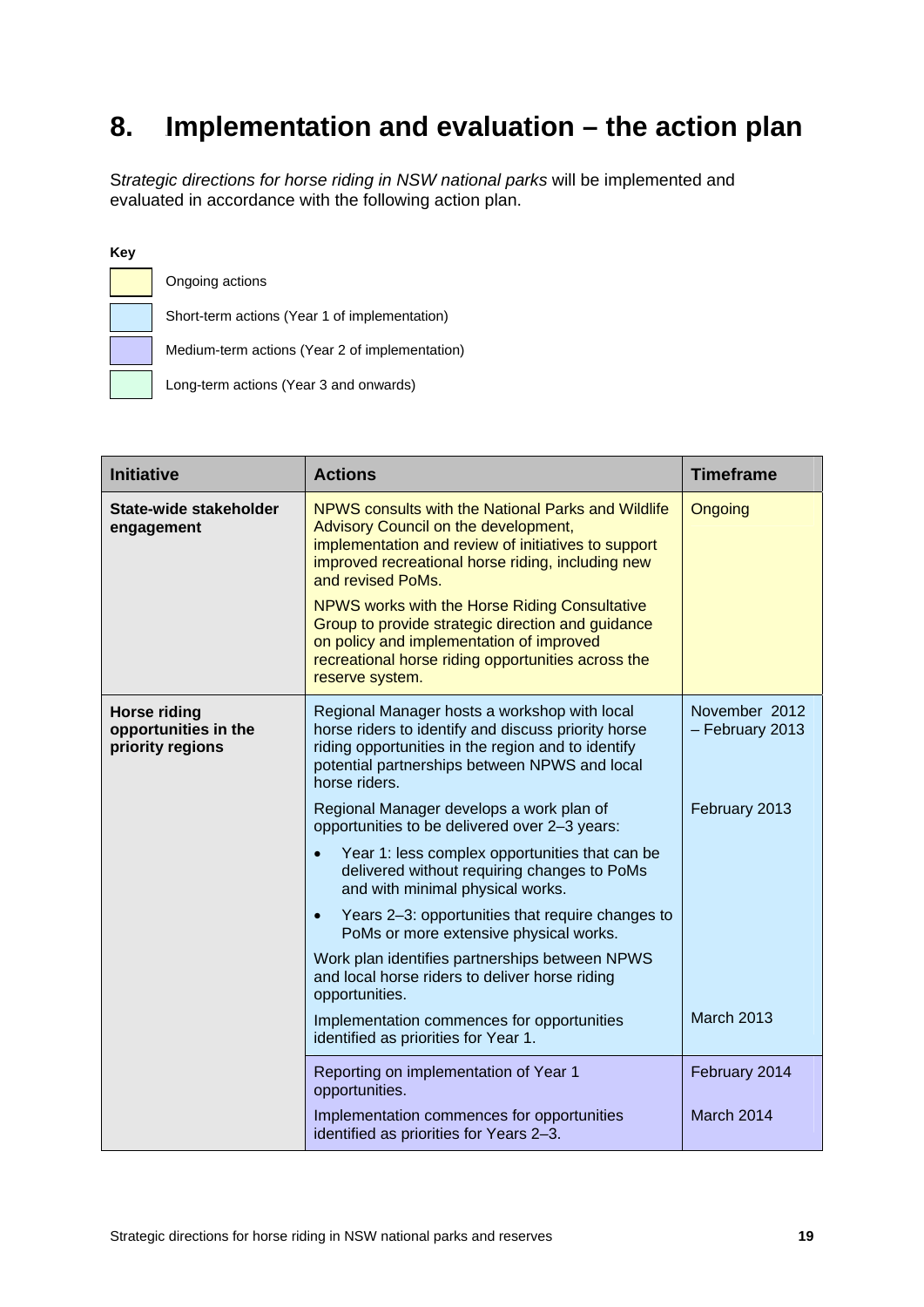# 8. Implementation and evaluation – the action plan

*Strategic directions for horse riding in NSW national parks* will be implemented and evaluated in accordance with the following action plan.

**Key**

- Ongoing actions
- Short-term actions (Year 1 of implementation)
- Medium-term actions (Year 2 of implementation)
- Long-term actions (Year 3 and onwards)

| Initiative | Actions | Timeframe |
|---|---|---|
| **State-wide stakeholder engagement** | NPWS consults with the National Parks and Wildlife Advisory Council on the development, implementation and review of initiatives to support improved recreational horse riding, including new and revised PoMs.<br><br>NPWS works with the Horse Riding Consultative Group to provide strategic direction and guidance on policy and implementation of improved recreational horse riding opportunities across the reserve system. | Ongoing |
| **Horse riding opportunities in the priority regions** | Regional Manager hosts a workshop with local horse riders to identify and discuss priority horse riding opportunities in the region and to identify potential partnerships between NPWS and local horse riders. | November 2012 – February 2013 |
| | Regional Manager develops a work plan of opportunities to be delivered over 2–3 years:<br>• Year 1: less complex opportunities that can be delivered without requiring changes to PoMs and with minimal physical works.<br>• Years 2–3: opportunities that require changes to PoMs or more extensive physical works.<br><br>Work plan identifies partnerships between NPWS and local horse riders to deliver horse riding opportunities. | February 2013 |
| | Implementation commences for opportunities identified as priorities for Year 1. | March 2013 |
| | Reporting on implementation of Year 1 opportunities. | February 2014 |
| | Implementation commences for opportunities identified as priorities for Years 2–3. | March 2014 |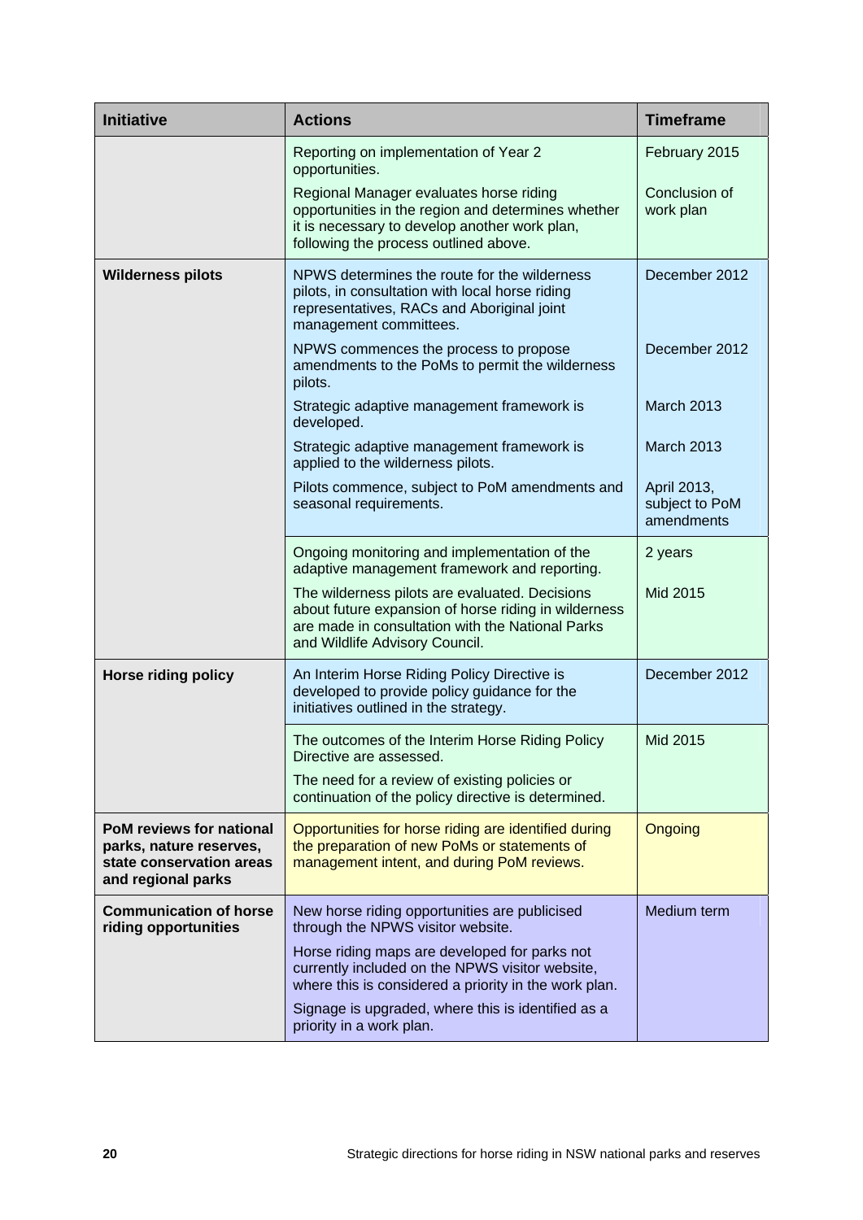| Initiative | Actions | Timeframe |
|---|---|---|
| | Reporting on implementation of Year 2 opportunities. | February 2015 |
| | Regional Manager evaluates horse riding opportunities in the region and determines whether it is necessary to develop another work plan, following the process outlined above. | Conclusion of work plan |
| **Wilderness pilots** | NPWS determines the route for the wilderness pilots, in consultation with local horse riding representatives, RACs and Aboriginal joint management committees. | December 2012 |
| | NPWS commences the process to propose amendments to the PoMs to permit the wilderness pilots. | December 2012 |
| | Strategic adaptive management framework is developed. | March 2013 |
| | Strategic adaptive management framework is applied to the wilderness pilots. | March 2013 |
| | Pilots commence, subject to PoM amendments and seasonal requirements. | April 2013, subject to PoM amendments |
| | Ongoing monitoring and implementation of the adaptive management framework and reporting. | 2 years |
| | The wilderness pilots are evaluated. Decisions about future expansion of horse riding in wilderness are made in consultation with the National Parks and Wildlife Advisory Council. | Mid 2015 |
| **Horse riding policy** | An Interim Horse Riding Policy Directive is developed to provide policy guidance for the initiatives outlined in the strategy. | December 2012 |
| | The outcomes of the Interim Horse Riding Policy Directive are assessed. | Mid 2015 |
| | The need for a review of existing policies or continuation of the policy directive is determined. | |
| **PoM reviews for national parks, nature reserves, state conservation areas and regional parks** | Opportunities for horse riding are identified during the preparation of new PoMs or statements of management intent, and during PoM reviews. | Ongoing |
| **Communication of horse riding opportunities** | New horse riding opportunities are publicised through the NPWS visitor website. | Medium term |
| | Horse riding maps are developed for parks not currently included on the NPWS visitor website, where this is considered a priority in the work plan. | |
| | Signage is upgraded, where this is identified as a priority in a work plan. | |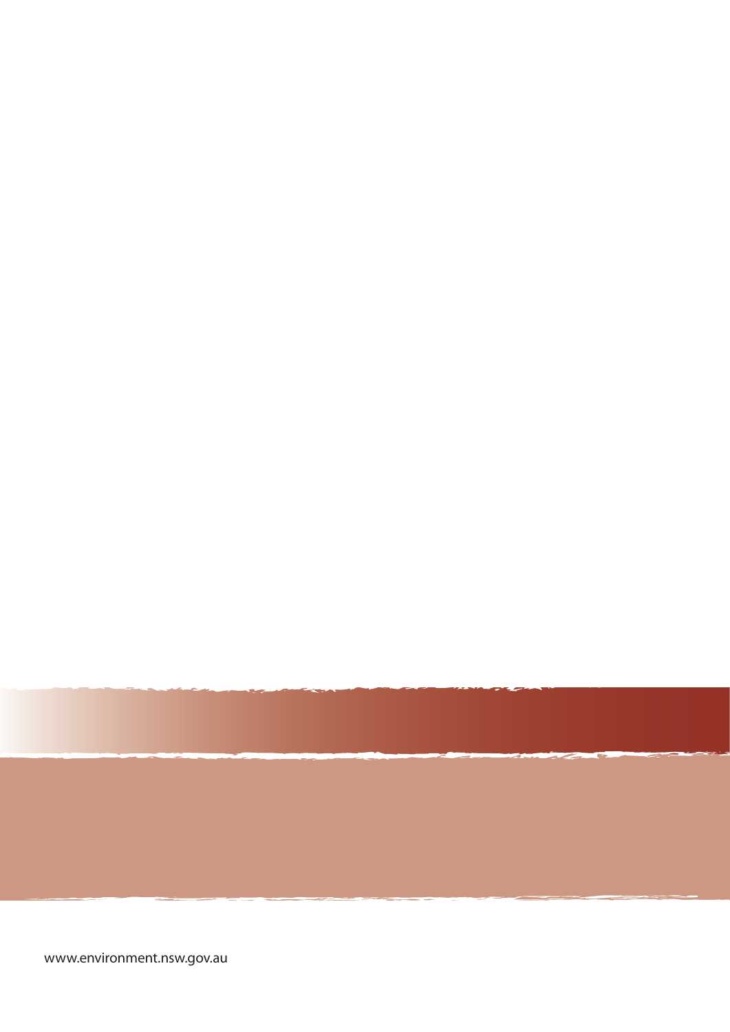www.environment.nsw.gov.au